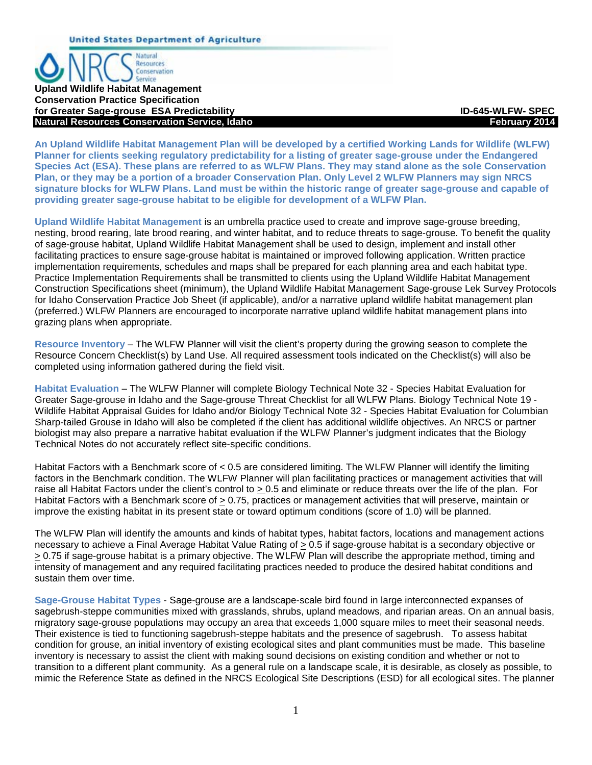**Upland Wildlife Habitat Management**
**Conservation Practice Specification**
**for Greater Sage-grouse ESA Predictability** **ID-645-WLFW- SPEC**
**Natural Resources Conservation Service, Idaho** **February 2014**

**An Upland Wildlife Habitat Management Plan will be developed by a certified Working Lands for Wildlife (WLFW) Planner for clients seeking regulatory predictability for a listing of greater sage-grouse under the Endangered Species Act (ESA). These plans are referred to as WLFW Plans. They may stand alone as the sole Conservation Plan, or they may be a portion of a broader Conservation Plan. Only Level 2 WLFW Planners may sign NRCS signature blocks for WLFW Plans. Land must be within the historic range of greater sage-grouse and capable of providing greater sage-grouse habitat to be eligible for development of a WLFW Plan.**

**Upland Wildlife Habitat Management** is an umbrella practice used to create and improve sage-grouse breeding, nesting, brood rearing, late brood rearing, and winter habitat, and to reduce threats to sage-grouse. To benefit the quality of sage-grouse habitat, Upland Wildlife Habitat Management shall be used to design, implement and install other facilitating practices to ensure sage-grouse habitat is maintained or improved following application. Written practice implementation requirements, schedules and maps shall be prepared for each planning area and each habitat type. Practice Implementation Requirements shall be transmitted to clients using the Upland Wildlife Habitat Management Construction Specifications sheet (minimum), the Upland Wildlife Habitat Management Sage-grouse Lek Survey Protocols for Idaho Conservation Practice Job Sheet (if applicable), and/or a narrative upland wildlife habitat management plan (preferred.) WLFW Planners are encouraged to incorporate narrative upland wildlife habitat management plans into grazing plans when appropriate.

**Resource Inventory** – The WLFW Planner will visit the client's property during the growing season to complete the Resource Concern Checklist(s) by Land Use. All required assessment tools indicated on the Checklist(s) will also be completed using information gathered during the field visit.

**Habitat Evaluation** – The WLFW Planner will complete Biology Technical Note 32 - Species Habitat Evaluation for Greater Sage-grouse in Idaho and the Sage-grouse Threat Checklist for all WLFW Plans. Biology Technical Note 19 - Wildlife Habitat Appraisal Guides for Idaho and/or Biology Technical Note 32 - Species Habitat Evaluation for Columbian Sharp-tailed Grouse in Idaho will also be completed if the client has additional wildlife objectives. An NRCS or partner biologist may also prepare a narrative habitat evaluation if the WLFW Planner's judgment indicates that the Biology Technical Notes do not accurately reflect site-specific conditions.

Habitat Factors with a Benchmark score of < 0.5 are considered limiting. The WLFW Planner will identify the limiting factors in the Benchmark condition. The WLFW Planner will plan facilitating practices or management activities that will raise all Habitat Factors under the client's control to ≥ 0.5 and eliminate or reduce threats over the life of the plan. For Habitat Factors with a Benchmark score of ≥ 0.75, practices or management activities that will preserve, maintain or improve the existing habitat in its present state or toward optimum conditions (score of 1.0) will be planned.

The WLFW Plan will identify the amounts and kinds of habitat types, habitat factors, locations and management actions necessary to achieve a Final Average Habitat Value Rating of ≥ 0.5 if sage-grouse habitat is a secondary objective or ≥ 0.75 if sage-grouse habitat is a primary objective. The WLFW Plan will describe the appropriate method, timing and intensity of management and any required facilitating practices needed to produce the desired habitat conditions and sustain them over time.

**Sage-Grouse Habitat Types** - Sage-grouse are a landscape-scale bird found in large interconnected expanses of sagebrush-steppe communities mixed with grasslands, shrubs, upland meadows, and riparian areas. On an annual basis, migratory sage-grouse populations may occupy an area that exceeds 1,000 square miles to meet their seasonal needs. Their existence is tied to functioning sagebrush-steppe habitats and the presence of sagebrush. To assess habitat condition for grouse, an initial inventory of existing ecological sites and plant communities must be made. This baseline inventory is necessary to assist the client with making sound decisions on existing condition and whether or not to transition to a different plant community. As a general rule on a landscape scale, it is desirable, as closely as possible, to mimic the Reference State as defined in the NRCS Ecological Site Descriptions (ESD) for all ecological sites. The planner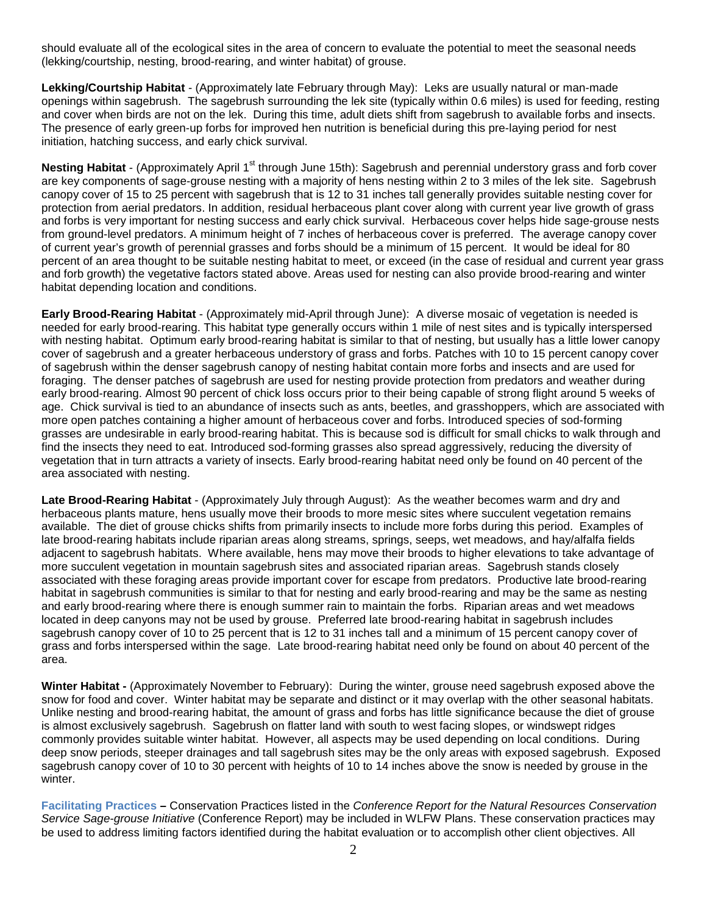should evaluate all of the ecological sites in the area of concern to evaluate the potential to meet the seasonal needs (lekking/courtship, nesting, brood-rearing, and winter habitat) of grouse.

**Lekking/Courtship Habitat** - (Approximately late February through May): Leks are usually natural or man-made openings within sagebrush. The sagebrush surrounding the lek site (typically within 0.6 miles) is used for feeding, resting and cover when birds are not on the lek. During this time, adult diets shift from sagebrush to available forbs and insects. The presence of early green-up forbs for improved hen nutrition is beneficial during this pre-laying period for nest initiation, hatching success, and early chick survival.

**Nesting Habitat** - (Approximately April 1st through June 15th): Sagebrush and perennial understory grass and forb cover are key components of sage-grouse nesting with a majority of hens nesting within 2 to 3 miles of the lek site. Sagebrush canopy cover of 15 to 25 percent with sagebrush that is 12 to 31 inches tall generally provides suitable nesting cover for protection from aerial predators. In addition, residual herbaceous plant cover along with current year live growth of grass and forbs is very important for nesting success and early chick survival. Herbaceous cover helps hide sage-grouse nests from ground-level predators. A minimum height of 7 inches of herbaceous cover is preferred. The average canopy cover of current year's growth of perennial grasses and forbs should be a minimum of 15 percent. It would be ideal for 80 percent of an area thought to be suitable nesting habitat to meet, or exceed (in the case of residual and current year grass and forb growth) the vegetative factors stated above. Areas used for nesting can also provide brood-rearing and winter habitat depending location and conditions.

**Early Brood-Rearing Habitat** - (Approximately mid-April through June): A diverse mosaic of vegetation is needed is needed for early brood-rearing. This habitat type generally occurs within 1 mile of nest sites and is typically interspersed with nesting habitat. Optimum early brood-rearing habitat is similar to that of nesting, but usually has a little lower canopy cover of sagebrush and a greater herbaceous understory of grass and forbs. Patches with 10 to 15 percent canopy cover of sagebrush within the denser sagebrush canopy of nesting habitat contain more forbs and insects and are used for foraging. The denser patches of sagebrush are used for nesting provide protection from predators and weather during early brood-rearing. Almost 90 percent of chick loss occurs prior to their being capable of strong flight around 5 weeks of age. Chick survival is tied to an abundance of insects such as ants, beetles, and grasshoppers, which are associated with more open patches containing a higher amount of herbaceous cover and forbs. Introduced species of sod-forming grasses are undesirable in early brood-rearing habitat. This is because sod is difficult for small chicks to walk through and find the insects they need to eat. Introduced sod-forming grasses also spread aggressively, reducing the diversity of vegetation that in turn attracts a variety of insects. Early brood-rearing habitat need only be found on 40 percent of the area associated with nesting.

**Late Brood-Rearing Habitat** - (Approximately July through August): As the weather becomes warm and dry and herbaceous plants mature, hens usually move their broods to more mesic sites where succulent vegetation remains available. The diet of grouse chicks shifts from primarily insects to include more forbs during this period. Examples of late brood-rearing habitats include riparian areas along streams, springs, seeps, wet meadows, and hay/alfalfa fields adjacent to sagebrush habitats. Where available, hens may move their broods to higher elevations to take advantage of more succulent vegetation in mountain sagebrush sites and associated riparian areas. Sagebrush stands closely associated with these foraging areas provide important cover for escape from predators. Productive late brood-rearing habitat in sagebrush communities is similar to that for nesting and early brood-rearing and may be the same as nesting and early brood-rearing where there is enough summer rain to maintain the forbs. Riparian areas and wet meadows located in deep canyons may not be used by grouse. Preferred late brood-rearing habitat in sagebrush includes sagebrush canopy cover of 10 to 25 percent that is 12 to 31 inches tall and a minimum of 15 percent canopy cover of grass and forbs interspersed within the sage. Late brood-rearing habitat need only be found on about 40 percent of the area.

**Winter Habitat -** (Approximately November to February): During the winter, grouse need sagebrush exposed above the snow for food and cover. Winter habitat may be separate and distinct or it may overlap with the other seasonal habitats. Unlike nesting and brood-rearing habitat, the amount of grass and forbs has little significance because the diet of grouse is almost exclusively sagebrush. Sagebrush on flatter land with south to west facing slopes, or windswept ridges commonly provides suitable winter habitat. However, all aspects may be used depending on local conditions. During deep snow periods, steeper drainages and tall sagebrush sites may be the only areas with exposed sagebrush. Exposed sagebrush canopy cover of 10 to 30 percent with heights of 10 to 14 inches above the snow is needed by grouse in the winter.

**Facilitating Practices –** Conservation Practices listed in the *Conference Report for the Natural Resources Conservation Service Sage-grouse Initiative* (Conference Report) may be included in WLFW Plans. These conservation practices may be used to address limiting factors identified during the habitat evaluation or to accomplish other client objectives. All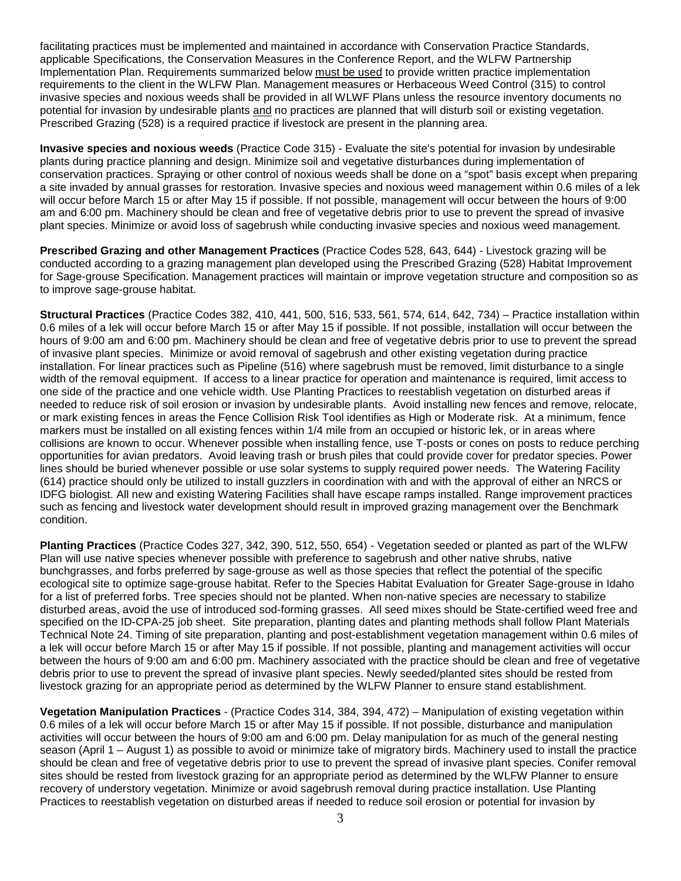facilitating practices must be implemented and maintained in accordance with Conservation Practice Standards, applicable Specifications, the Conservation Measures in the Conference Report, and the WLFW Partnership Implementation Plan. Requirements summarized below <u>must be used</u> to provide written practice implementation requirements to the client in the WLFW Plan. Management measures or Herbaceous Weed Control (315) to control invasive species and noxious weeds shall be provided in all WLWF Plans unless the resource inventory documents no potential for invasion by undesirable plants <u>and</u> no practices are planned that will disturb soil or existing vegetation. Prescribed Grazing (528) is a required practice if livestock are present in the planning area.

**Invasive species and noxious weeds** (Practice Code 315) - Evaluate the site's potential for invasion by undesirable plants during practice planning and design. Minimize soil and vegetative disturbances during implementation of conservation practices. Spraying or other control of noxious weeds shall be done on a "spot" basis except when preparing a site invaded by annual grasses for restoration. Invasive species and noxious weed management within 0.6 miles of a lek will occur before March 15 or after May 15 if possible. If not possible, management will occur between the hours of 9:00 am and 6:00 pm. Machinery should be clean and free of vegetative debris prior to use to prevent the spread of invasive plant species. Minimize or avoid loss of sagebrush while conducting invasive species and noxious weed management.

**Prescribed Grazing and other Management Practices** (Practice Codes 528, 643, 644) - Livestock grazing will be conducted according to a grazing management plan developed using the Prescribed Grazing (528) Habitat Improvement for Sage-grouse Specification. Management practices will maintain or improve vegetation structure and composition so as to improve sage-grouse habitat.

**Structural Practices** (Practice Codes 382, 410, 441, 500, 516, 533, 561, 574, 614, 642, 734) – Practice installation within 0.6 miles of a lek will occur before March 15 or after May 15 if possible. If not possible, installation will occur between the hours of 9:00 am and 6:00 pm. Machinery should be clean and free of vegetative debris prior to use to prevent the spread of invasive plant species. Minimize or avoid removal of sagebrush and other existing vegetation during practice installation. For linear practices such as Pipeline (516) where sagebrush must be removed, limit disturbance to a single width of the removal equipment. If access to a linear practice for operation and maintenance is required, limit access to one side of the practice and one vehicle width. Use Planting Practices to reestablish vegetation on disturbed areas if needed to reduce risk of soil erosion or invasion by undesirable plants. Avoid installing new fences and remove, relocate, or mark existing fences in areas the Fence Collision Risk Tool identifies as High or Moderate risk. At a minimum, fence markers must be installed on all existing fences within 1/4 mile from an occupied or historic lek, or in areas where collisions are known to occur. Whenever possible when installing fence, use T-posts or cones on posts to reduce perching opportunities for avian predators. Avoid leaving trash or brush piles that could provide cover for predator species. Power lines should be buried whenever possible or use solar systems to supply required power needs. The Watering Facility (614) practice should only be utilized to install guzzlers in coordination with and with the approval of either an NRCS or IDFG biologist. All new and existing Watering Facilities shall have escape ramps installed. Range improvement practices such as fencing and livestock water development should result in improved grazing management over the Benchmark condition.

**Planting Practices** (Practice Codes 327, 342, 390, 512, 550, 654) - Vegetation seeded or planted as part of the WLFW Plan will use native species whenever possible with preference to sagebrush and other native shrubs, native bunchgrasses, and forbs preferred by sage-grouse as well as those species that reflect the potential of the specific ecological site to optimize sage-grouse habitat. Refer to the Species Habitat Evaluation for Greater Sage-grouse in Idaho for a list of preferred forbs. Tree species should not be planted. When non-native species are necessary to stabilize disturbed areas, avoid the use of introduced sod-forming grasses. All seed mixes should be State-certified weed free and specified on the ID-CPA-25 job sheet. Site preparation, planting dates and planting methods shall follow Plant Materials Technical Note 24. Timing of site preparation, planting and post-establishment vegetation management within 0.6 miles of a lek will occur before March 15 or after May 15 if possible. If not possible, planting and management activities will occur between the hours of 9:00 am and 6:00 pm. Machinery associated with the practice should be clean and free of vegetative debris prior to use to prevent the spread of invasive plant species. Newly seeded/planted sites should be rested from livestock grazing for an appropriate period as determined by the WLFW Planner to ensure stand establishment.

**Vegetation Manipulation Practices** - (Practice Codes 314, 384, 394, 472) – Manipulation of existing vegetation within 0.6 miles of a lek will occur before March 15 or after May 15 if possible. If not possible, disturbance and manipulation activities will occur between the hours of 9:00 am and 6:00 pm. Delay manipulation for as much of the general nesting season (April 1 – August 1) as possible to avoid or minimize take of migratory birds. Machinery used to install the practice should be clean and free of vegetative debris prior to use to prevent the spread of invasive plant species. Conifer removal sites should be rested from livestock grazing for an appropriate period as determined by the WLFW Planner to ensure recovery of understory vegetation. Minimize or avoid sagebrush removal during practice installation. Use Planting Practices to reestablish vegetation on disturbed areas if needed to reduce soil erosion or potential for invasion by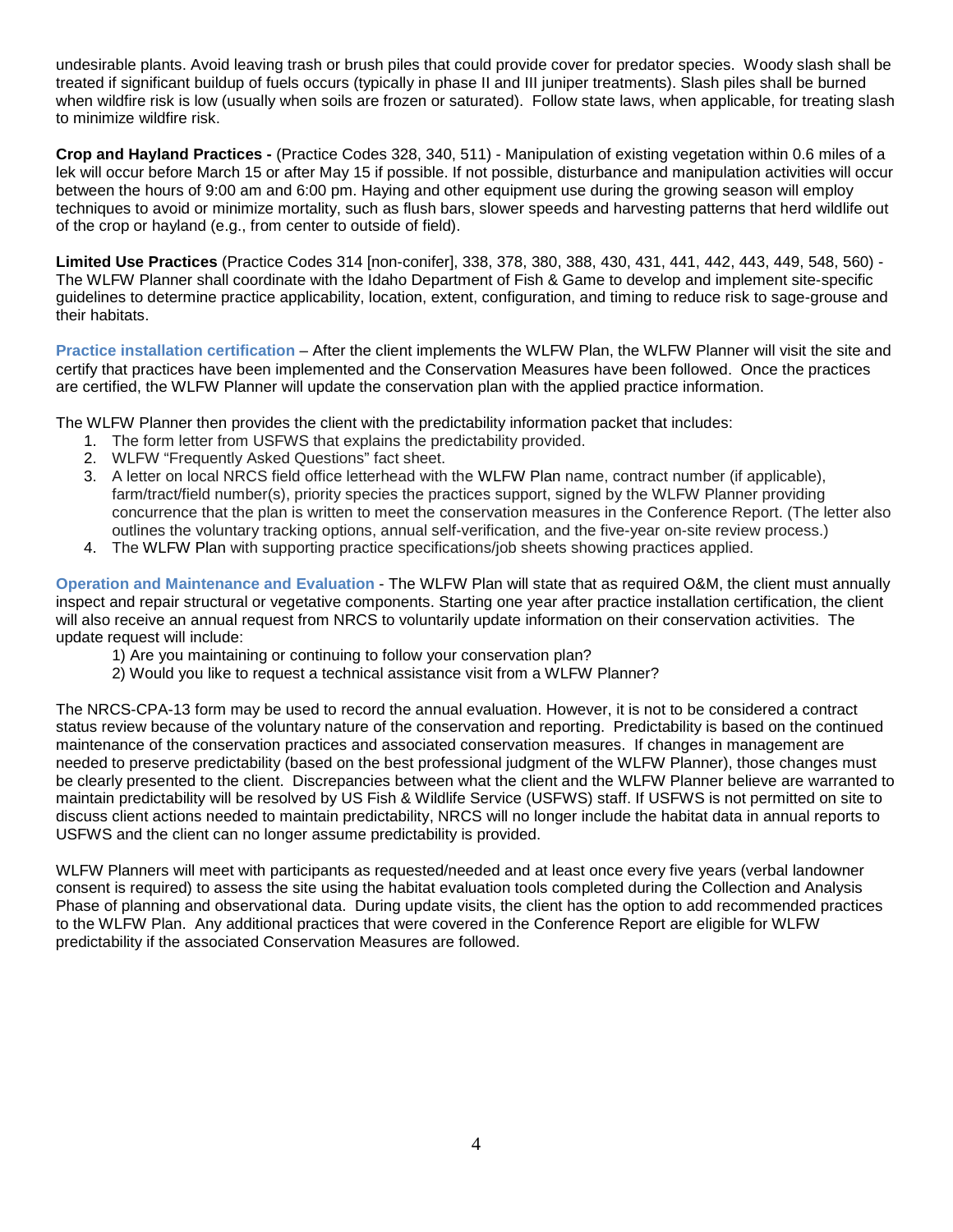undesirable plants. Avoid leaving trash or brush piles that could provide cover for predator species. Woody slash shall be treated if significant buildup of fuels occurs (typically in phase II and III juniper treatments). Slash piles shall be burned when wildfire risk is low (usually when soils are frozen or saturated). Follow state laws, when applicable, for treating slash to minimize wildfire risk.

**Crop and Hayland Practices -** (Practice Codes 328, 340, 511) - Manipulation of existing vegetation within 0.6 miles of a lek will occur before March 15 or after May 15 if possible. If not possible, disturbance and manipulation activities will occur between the hours of 9:00 am and 6:00 pm. Haying and other equipment use during the growing season will employ techniques to avoid or minimize mortality, such as flush bars, slower speeds and harvesting patterns that herd wildlife out of the crop or hayland (e.g., from center to outside of field).

**Limited Use Practices** (Practice Codes 314 [non-conifer], 338, 378, 380, 388, 430, 431, 441, 442, 443, 449, 548, 560) - The WLFW Planner shall coordinate with the Idaho Department of Fish & Game to develop and implement site-specific guidelines to determine practice applicability, location, extent, configuration, and timing to reduce risk to sage-grouse and their habitats.

**Practice installation certification** – After the client implements the WLFW Plan, the WLFW Planner will visit the site and certify that practices have been implemented and the Conservation Measures have been followed. Once the practices are certified, the WLFW Planner will update the conservation plan with the applied practice information.

The WLFW Planner then provides the client with the predictability information packet that includes:

1. The form letter from USFWS that explains the predictability provided.
2. WLFW "Frequently Asked Questions" fact sheet.
3. A letter on local NRCS field office letterhead with the WLFW Plan name, contract number (if applicable), farm/tract/field number(s), priority species the practices support, signed by the WLFW Planner providing concurrence that the plan is written to meet the conservation measures in the Conference Report. (The letter also outlines the voluntary tracking options, annual self-verification, and the five-year on-site review process.)
4. The WLFW Plan with supporting practice specifications/job sheets showing practices applied.

**Operation and Maintenance and Evaluation** - The WLFW Plan will state that as required O&M, the client must annually inspect and repair structural or vegetative components. Starting one year after practice installation certification, the client will also receive an annual request from NRCS to voluntarily update information on their conservation activities. The update request will include:

1) Are you maintaining or continuing to follow your conservation plan?
2) Would you like to request a technical assistance visit from a WLFW Planner?

The NRCS-CPA-13 form may be used to record the annual evaluation. However, it is not to be considered a contract status review because of the voluntary nature of the conservation and reporting. Predictability is based on the continued maintenance of the conservation practices and associated conservation measures. If changes in management are needed to preserve predictability (based on the best professional judgment of the WLFW Planner), those changes must be clearly presented to the client. Discrepancies between what the client and the WLFW Planner believe are warranted to maintain predictability will be resolved by US Fish & Wildlife Service (USFWS) staff. If USFWS is not permitted on site to discuss client actions needed to maintain predictability, NRCS will no longer include the habitat data in annual reports to USFWS and the client can no longer assume predictability is provided.

WLFW Planners will meet with participants as requested/needed and at least once every five years (verbal landowner consent is required) to assess the site using the habitat evaluation tools completed during the Collection and Analysis Phase of planning and observational data. During update visits, the client has the option to add recommended practices to the WLFW Plan. Any additional practices that were covered in the Conference Report are eligible for WLFW predictability if the associated Conservation Measures are followed.